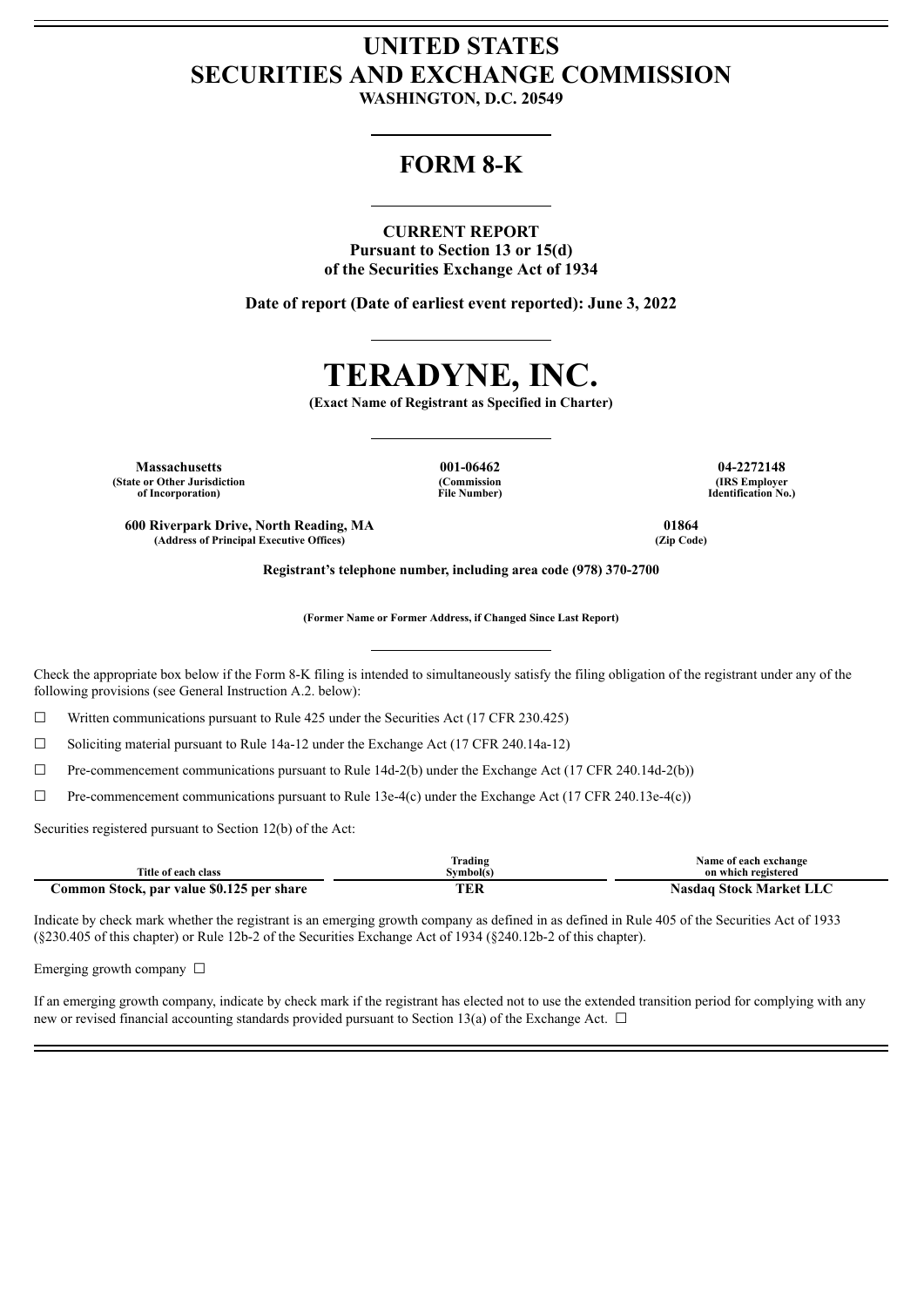# UNITED STATES SECURITIES AND EXCHANGE COMMISSION

**WASHINGTON, D.C. 20549**

## FORM 8-K

**CURRENT REPORT**
**Pursuant to Section 13 or 15(d)**
**of the Securities Exchange Act of 1934**

**Date of report (Date of earliest event reported): June 3, 2022**

# TERADYNE, INC.

**(Exact Name of Registrant as Specified in Charter)**

| Massachusetts | 001-06462 | 04-2272148 |
|---|---|---|
| (State or Other Jurisdiction of Incorporation) | (Commission File Number) | (IRS Employer Identification No.) |

| 600 Riverpark Drive, North Reading, MA | 01864 |
|---|---|
| (Address of Principal Executive Offices) | (Zip Code) |

**Registrant's telephone number, including area code (978) 370-2700**

**(Former Name or Former Address, if Changed Since Last Report)**

Check the appropriate box below if the Form 8-K filing is intended to simultaneously satisfy the filing obligation of the registrant under any of the following provisions (see General Instruction A.2. below):

☐ Written communications pursuant to Rule 425 under the Securities Act (17 CFR 230.425)

☐ Soliciting material pursuant to Rule 14a-12 under the Exchange Act (17 CFR 240.14a-12)

☐ Pre-commencement communications pursuant to Rule 14d-2(b) under the Exchange Act (17 CFR 240.14d-2(b))

☐ Pre-commencement communications pursuant to Rule 13e-4(c) under the Exchange Act (17 CFR 240.13e-4(c))

Securities registered pursuant to Section 12(b) of the Act:

| Title of each class | Trading Symbol(s) | Name of each exchange on which registered |
|---|---|---|
| Common Stock, par value $0.125 per share | TER | Nasdaq Stock Market LLC |

Indicate by check mark whether the registrant is an emerging growth company as defined in as defined in Rule 405 of the Securities Act of 1933 (§230.405 of this chapter) or Rule 12b-2 of the Securities Exchange Act of 1934 (§240.12b-2 of this chapter).

Emerging growth company ☐

If an emerging growth company, indicate by check mark if the registrant has elected not to use the extended transition period for complying with any new or revised financial accounting standards provided pursuant to Section 13(a) of the Exchange Act. ☐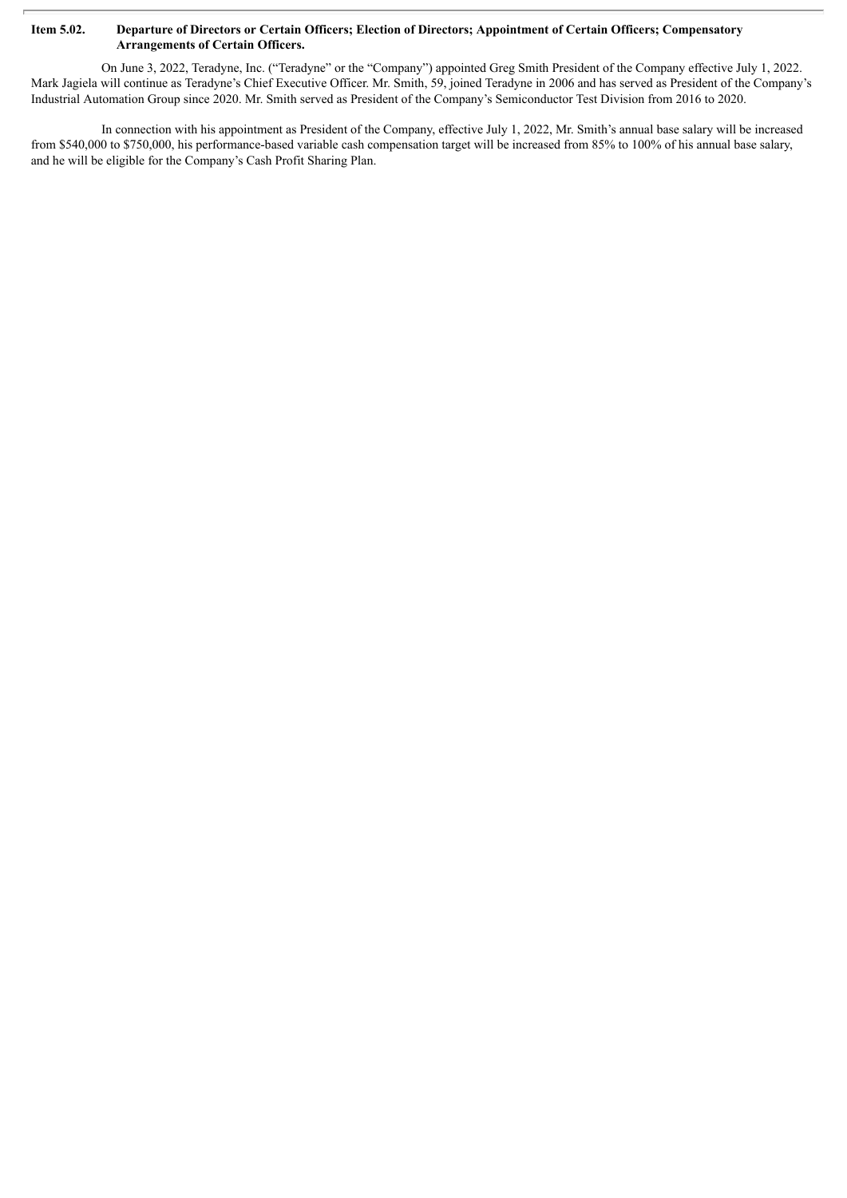**Item 5.02. Departure of Directors or Certain Officers; Election of Directors; Appointment of Certain Officers; Compensatory Arrangements of Certain Officers.**

On June 3, 2022, Teradyne, Inc. ("Teradyne" or the "Company") appointed Greg Smith President of the Company effective July 1, 2022. Mark Jagiela will continue as Teradyne's Chief Executive Officer. Mr. Smith, 59, joined Teradyne in 2006 and has served as President of the Company's Industrial Automation Group since 2020. Mr. Smith served as President of the Company's Semiconductor Test Division from 2016 to 2020.

In connection with his appointment as President of the Company, effective July 1, 2022, Mr. Smith's annual base salary will be increased from $540,000 to $750,000, his performance-based variable cash compensation target will be increased from 85% to 100% of his annual base salary, and he will be eligible for the Company's Cash Profit Sharing Plan.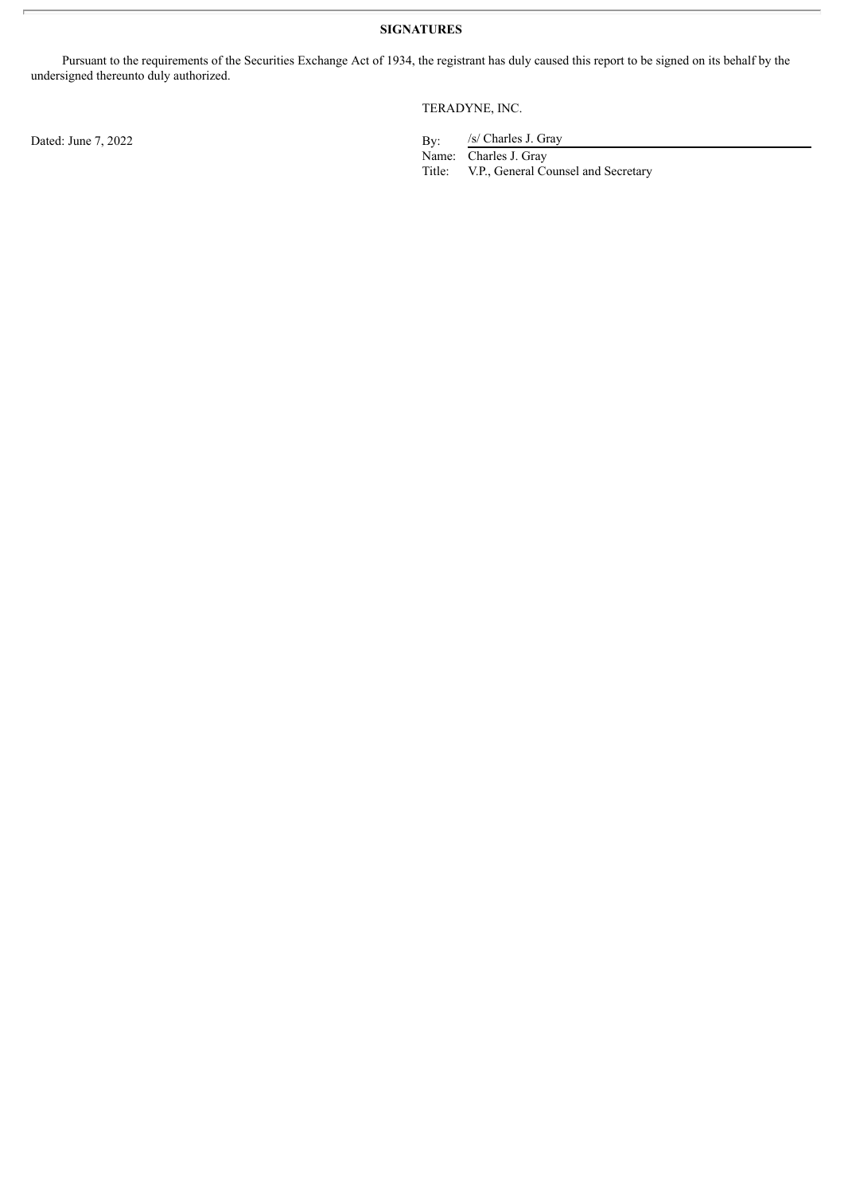**SIGNATURES**

Pursuant to the requirements of the Securities Exchange Act of 1934, the registrant has duly caused this report to be signed on its behalf by the undersigned thereunto duly authorized.

TERADYNE, INC.

| | | |
|---|---|---|
| Dated: June 7, 2022 | By: | /s/ Charles J. Gray |
| | Name: | Charles J. Gray |
| | Title: | V.P., General Counsel and Secretary |